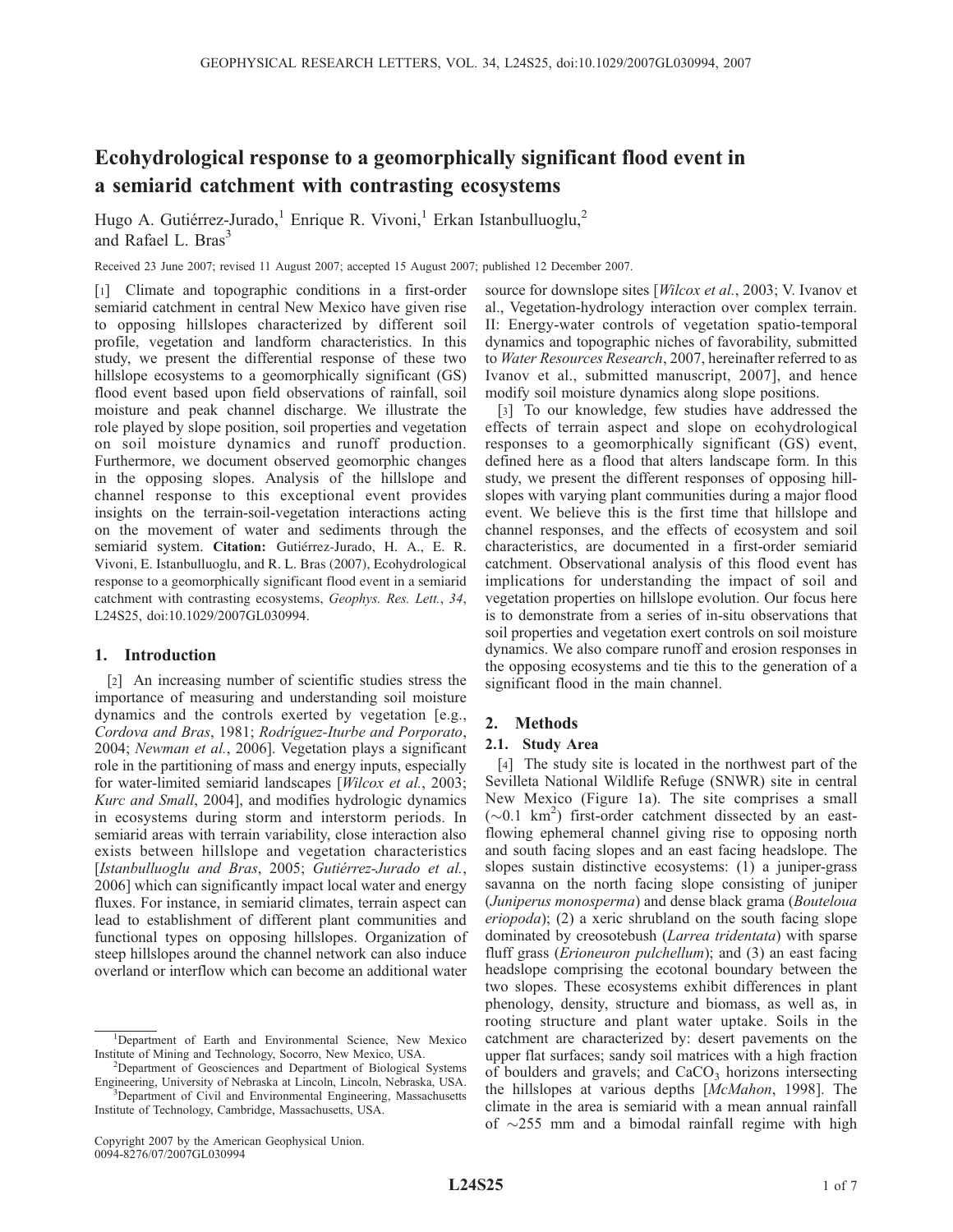# Ecohydrological response to a geomorphically significant flood event in a semiarid catchment with contrasting ecosystems

Hugo A. Gutiérrez-Jurado,[1] Enrique R. Vivoni,[1] Erkan Istanbulluoglu,[2] and Rafael L. Bras[3]

Received 23 June 2007; revised 11 August 2007; accepted 15 August 2007; published 12 December 2007.

[1] Climate and topographic conditions in a first-order semiarid catchment in central New Mexico have given rise to opposing hillslopes characterized by different soil profile, vegetation and landform characteristics. In this study, we present the differential response of these two hillslope ecosystems to a geomorphically significant (GS) flood event based upon field observations of rainfall, soil moisture and peak channel discharge. We illustrate the role played by slope position, soil properties and vegetation on soil moisture dynamics and runoff production. Furthermore, we document observed geomorphic changes in the opposing slopes. Analysis of the hillslope and channel response to this exceptional event provides insights on the terrain-soil-vegetation interactions acting on the movement of water and sediments through the semiarid system. **Citation:** Gutiérrez-Jurado, H. A., E. R. Vivoni, E. Istanbulluoglu, and R. L. Bras (2007), Ecohydrological response to a geomorphically significant flood event in a semiarid catchment with contrasting ecosystems, *Geophys. Res. Lett.*, *34*, L24S25, doi:10.1029/2007GL030994.

## 1. Introduction

[2] An increasing number of scientific studies stress the importance of measuring and understanding soil moisture dynamics and the controls exerted by vegetation [e.g., *Cordova and Bras*, 1981; *Rodríguez-Iturbe and Porporato*, 2004; *Newman et al.*, 2006]. Vegetation plays a significant role in the partitioning of mass and energy inputs, especially for water-limited semiarid landscapes [*Wilcox et al.*, 2003; *Kurc and Small*, 2004], and modifies hydrologic dynamics in ecosystems during storm and interstorm periods. In semiarid areas with terrain variability, close interaction also exists between hillslope and vegetation characteristics [*Istanbulluoglu and Bras*, 2005; *Gutiérrez-Jurado et al.*, 2006] which can significantly impact local water and energy fluxes. For instance, in semiarid climates, terrain aspect can lead to establishment of different plant communities and functional types on opposing hillslopes. Organization of steep hillslopes around the channel network can also induce overland or interflow which can become an additional water source for downslope sites [*Wilcox et al.*, 2003; V. Ivanov et al., Vegetation-hydrology interaction over complex terrain. II: Energy-water controls of vegetation spatio-temporal dynamics and topographic niches of favorability, submitted to *Water Resources Research*, 2007, hereinafter referred to as Ivanov et al., submitted manuscript, 2007], and hence modify soil moisture dynamics along slope positions.

[3] To our knowledge, few studies have addressed the effects of terrain aspect and slope on ecohydrological responses to a geomorphically significant (GS) event, defined here as a flood that alters landscape form. In this study, we present the different responses of opposing hillslopes with varying plant communities during a major flood event. We believe this is the first time that hillslope and channel responses, and the effects of ecosystem and soil characteristics, are documented in a first-order semiarid catchment. Observational analysis of this flood event has implications for understanding the impact of soil and vegetation properties on hillslope evolution. Our focus here is to demonstrate from a series of in-situ observations that soil properties and vegetation exert controls on soil moisture dynamics. We also compare runoff and erosion responses in the opposing ecosystems and tie this to the generation of a significant flood in the main channel.

## 2. Methods

### 2.1. Study Area

[4] The study site is located in the northwest part of the Sevilleta National Wildlife Refuge (SNWR) site in central New Mexico (Figure 1a). The site comprises a small ($\sim$0.1 km$^2$) first-order catchment dissected by an east-flowing ephemeral channel giving rise to opposing north and south facing slopes and an east facing headslope. The slopes sustain distinctive ecosystems: (1) a juniper-grass savanna on the north facing slope consisting of juniper (*Juniperus monosperma*) and dense black grama (*Bouteloua eriopoda*); (2) a xeric shrubland on the south facing slope dominated by creosotebush (*Larrea tridentata*) with sparse fluff grass (*Erioneuron pulchellum*); and (3) an east facing headslope comprising the ecotonal boundary between the two slopes. These ecosystems exhibit differences in plant phenology, density, structure and biomass, as well as, in rooting structure and plant water uptake. Soils in the catchment are characterized by: desert pavements on the upper flat surfaces; sandy soil matrices with a high fraction of boulders and gravels; and $CaCO_3$ horizons intersecting the hillslopes at various depths [*McMahon*, 1998]. The climate in the area is semiarid with a mean annual rainfall of $\sim$255 mm and a bimodal rainfall regime with high

---

[1] Department of Earth and Environmental Science, New Mexico Institute of Mining and Technology, Socorro, New Mexico, USA.

[2] Department of Geosciences and Department of Biological Systems Engineering, University of Nebraska at Lincoln, Lincoln, Nebraska, USA.

[3] Department of Civil and Environmental Engineering, Massachusetts Institute of Technology, Cambridge, Massachusetts, USA.

Copyright 2007 by the American Geophysical Union.
0094-8276/07/2007GL030994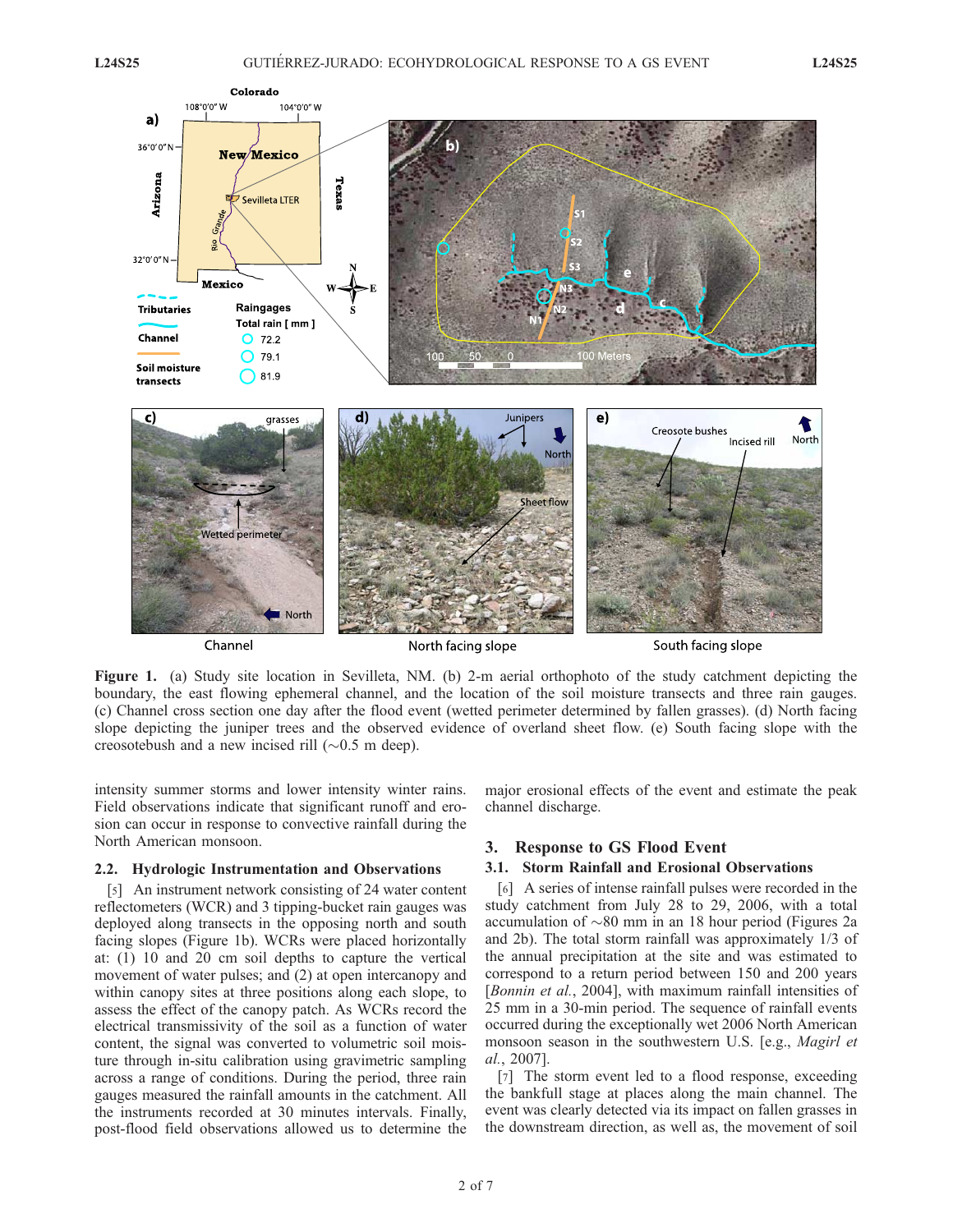**Figure 1.** (a) Study site location in Sevilleta, NM. (b) 2-m aerial orthophoto of the study catchment depicting the boundary, the east flowing ephemeral channel, and the location of the soil moisture transects and three rain gauges. (c) Channel cross section one day after the flood event (wetted perimeter determined by fallen grasses). (d) North facing slope depicting the juniper trees and the observed evidence of overland sheet flow. (e) South facing slope with the creosotebush and a new incised rill (~0.5 m deep).

intensity summer storms and lower intensity winter rains. Field observations indicate that significant runoff and erosion can occur in response to convective rainfall during the North American monsoon.

### 2.2. Hydrologic Instrumentation and Observations

[5] An instrument network consisting of 24 water content reflectometers (WCR) and 3 tipping-bucket rain gauges was deployed along transects in the opposing north and south facing slopes (Figure 1b). WCRs were placed horizontally at: (1) 10 and 20 cm soil depths to capture the vertical movement of water pulses; and (2) at open intercanopy and within canopy sites at three positions along each slope, to assess the effect of the canopy patch. As WCRs record the electrical transmissivity of the soil as a function of water content, the signal was converted to volumetric soil moisture through in-situ calibration using gravimetric sampling across a range of conditions. During the period, three rain gauges measured the rainfall amounts in the catchment. All the instruments recorded at 30 minutes intervals. Finally, post-flood field observations allowed us to determine the major erosional effects of the event and estimate the peak channel discharge.

## 3. Response to GS Flood Event

### 3.1. Storm Rainfall and Erosional Observations

[6] A series of intense rainfall pulses were recorded in the study catchment from July 28 to 29, 2006, with a total accumulation of ~80 mm in an 18 hour period (Figures 2a and 2b). The total storm rainfall was approximately 1/3 of the annual precipitation at the site and was estimated to correspond to a return period between 150 and 200 years [*Bonnin et al.*, 2004], with maximum rainfall intensities of 25 mm in a 30-min period. The sequence of rainfall events occurred during the exceptionally wet 2006 North American monsoon season in the southwestern U.S. [e.g., *Magirl et al.*, 2007].

[7] The storm event led to a flood response, exceeding the bankfull stage at places along the main channel. The event was clearly detected via its impact on fallen grasses in the downstream direction, as well as, the movement of soil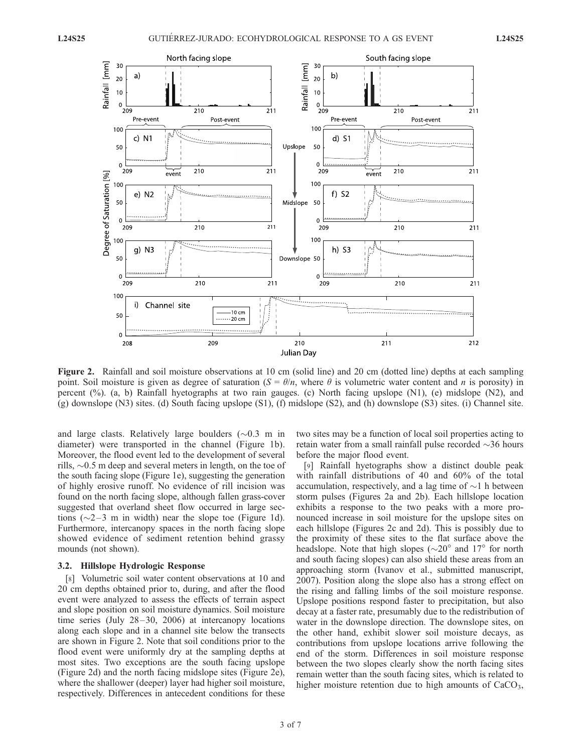**Figure 2.** Rainfall and soil moisture observations at 10 cm (solid line) and 20 cm (dotted line) depths at each sampling point. Soil moisture is given as degree of saturation ($S = \theta/n$, where $\theta$ is volumetric water content and $n$ is porosity) in percent (%). (a, b) Rainfall hyetographs at two rain gauges. (c) North facing upslope (N1), (e) midslope (N2), and (g) downslope (N3) sites. (d) South facing upslope (S1), (f) midslope (S2), and (h) downslope (S3) sites. (i) Channel site.

and large clasts. Relatively large boulders (~0.3 m in diameter) were transported in the channel (Figure 1b). Moreover, the flood event led to the development of several rills, ~0.5 m deep and several meters in length, on the toe of the south facing slope (Figure 1e), suggesting the generation of highly erosive runoff. No evidence of rill incision was found on the north facing slope, although fallen grass-cover suggested that overland sheet flow occurred in large sections (~2–3 m in width) near the slope toe (Figure 1d). Furthermore, intercanopy spaces in the north facing slope showed evidence of sediment retention behind grassy mounds (not shown).

### 3.2. Hillslope Hydrologic Response

[8] Volumetric soil water content observations at 10 and 20 cm depths obtained prior to, during, and after the flood event were analyzed to assess the effects of terrain aspect and slope position on soil moisture dynamics. Soil moisture time series (July 28–30, 2006) at intercanopy locations along each slope and in a channel site below the transects are shown in Figure 2. Note that soil conditions prior to the flood event were uniformly dry at the sampling depths at most sites. Two exceptions are the south facing upslope (Figure 2d) and the north facing midslope sites (Figure 2e), where the shallower (deeper) layer had higher soil moisture, respectively. Differences in antecedent conditions for these two sites may be a function of local soil properties acting to retain water from a small rainfall pulse recorded ~36 hours before the major flood event.

[9] Rainfall hyetographs show a distinct double peak with rainfall distributions of 40 and 60% of the total accumulation, respectively, and a lag time of ~1 h between storm pulses (Figures 2a and 2b). Each hillslope location exhibits a response to the two peaks with a more pronounced increase in soil moisture for the upslope sites on each hillslope (Figures 2c and 2d). This is possibly due to the proximity of these sites to the flat surface above the headslope. Note that high slopes (~20° and 17° for north and south facing slopes) can also shield these areas from an approaching storm (Ivanov et al., submitted manuscript, 2007). Position along the slope also has a strong effect on the rising and falling limbs of the soil moisture response. Upslope positions respond faster to precipitation, but also decay at a faster rate, presumably due to the redistribution of water in the downslope direction. The downslope sites, on the other hand, exhibit slower soil moisture decays, as contributions from upslope locations arrive following the end of the storm. Differences in soil moisture response between the two slopes clearly show the north facing sites remain wetter than the south facing sites, which is related to higher moisture retention due to high amounts of $CaCO_3$,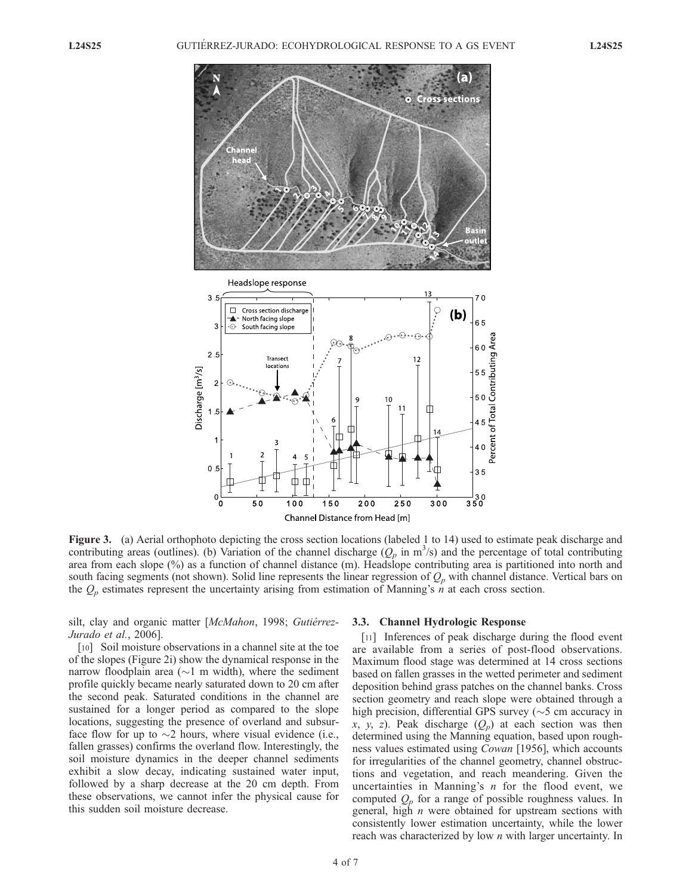**Figure 3.** (a) Aerial orthophoto depicting the cross section locations (labeled 1 to 14) used to estimate peak discharge and contributing areas (outlines). (b) Variation of the channel discharge ($Q_p$ in m$^3$/s) and the percentage of total contributing area from each slope (%) as a function of channel distance (m). Headslope contributing area is partitioned into north and south facing segments (not shown). Solid line represents the linear regression of $Q_p$ with channel distance. Vertical bars on the $Q_p$ estimates represent the uncertainty arising from estimation of Manning's $n$ at each cross section.

silt, clay and organic matter [*McMahon*, 1998; *Gutiérrez-Jurado et al.*, 2006].

[10] Soil moisture observations in a channel site at the toe of the slopes (Figure 2i) show the dynamical response in the narrow floodplain area (~1 m width), where the sediment profile quickly became nearly saturated down to 20 cm after the second peak. Saturated conditions in the channel are sustained for a longer period as compared to the slope locations, suggesting the presence of overland and subsurface flow for up to ~2 hours, where visual evidence (i.e., fallen grasses) confirms the overland flow. Interestingly, the soil moisture dynamics in the deeper channel sediments exhibit a slow decay, indicating sustained water input, followed by a sharp decrease at the 20 cm depth. From these observations, we cannot infer the physical cause for this sudden soil moisture decrease.

### 3.3. Channel Hydrologic Response

[11] Inferences of peak discharge during the flood event are available from a series of post-flood observations. Maximum flood stage was determined at 14 cross sections based on fallen grasses in the wetted perimeter and sediment deposition behind grass patches on the channel banks. Cross section geometry and reach slope were obtained through a high precision, differential GPS survey (~5 cm accuracy in $x$, $y$, $z$). Peak discharge ($Q_p$) at each section was then determined using the Manning equation, based upon roughness values estimated using *Cowan* [1956], which accounts for irregularities of the channel geometry, channel obstructions and vegetation, and reach meandering. Given the uncertainties in Manning's $n$ for the flood event, we computed $Q_p$ for a range of possible roughness values. In general, high $n$ were obtained for upstream sections with consistently lower estimation uncertainty, while the lower reach was characterized by low $n$ with larger uncertainty. In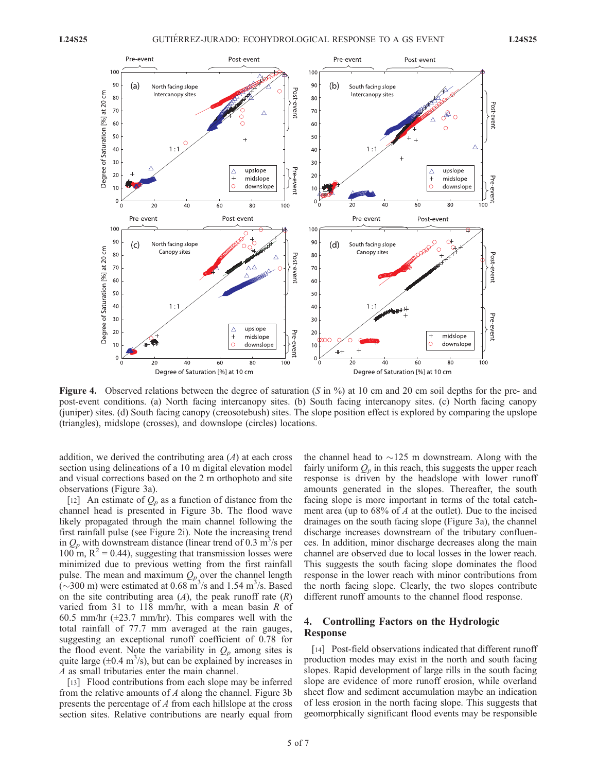**Figure 4.** Observed relations between the degree of saturation ($S$ in %) at 10 cm and 20 cm soil depths for the pre- and post-event conditions. (a) North facing intercanopy sites. (b) South facing intercanopy sites. (c) North facing canopy (juniper) sites. (d) South facing canopy (creosotebush) sites. The slope position effect is explored by comparing the upslope (triangles), midslope (crosses), and downslope (circles) locations.

addition, we derived the contributing area ($A$) at each cross section using delineations of a 10 m digital elevation model and visual corrections based on the 2 m orthophoto and site observations (Figure 3a).

[12] An estimate of $Q_p$ as a function of distance from the channel head is presented in Figure 3b. The flood wave likely propagated through the main channel following the first rainfall pulse (see Figure 2i). Note the increasing trend in $Q_p$ with downstream distance (linear trend of 0.3 $m^3$/s per 100 m, $R^2 = 0.44$), suggesting that transmission losses were minimized due to previous wetting from the first rainfall pulse. The mean and maximum $Q_p$ over the channel length (~300 m) were estimated at 0.68 $m^3$/s and 1.54 $m^3$/s. Based on the site contributing area ($A$), the peak runoff rate ($R$) varied from 31 to 118 mm/hr, with a mean basin $R$ of 60.5 mm/hr (±23.7 mm/hr). This compares well with the total rainfall of 77.7 mm averaged at the rain gauges, suggesting an exceptional runoff coefficient of 0.78 for the flood event. Note the variability in $Q_p$ among sites is quite large (±0.4 $m^3$/s), but can be explained by increases in $A$ as small tributaries enter the main channel.

[13] Flood contributions from each slope may be inferred from the relative amounts of $A$ along the channel. Figure 3b presents the percentage of $A$ from each hillslope at the cross section sites. Relative contributions are nearly equal from the channel head to ~125 m downstream. Along with the fairly uniform $Q_p$ in this reach, this suggests the upper reach response is driven by the headslope with lower runoff amounts generated in the slopes. Thereafter, the south facing slope is more important in terms of the total catchment area (up to 68% of $A$ at the outlet). Due to the incised drainages on the south facing slope (Figure 3a), the channel discharge increases downstream of the tributary confluences. In addition, minor discharge decreases along the main channel are observed due to local losses in the lower reach. This suggests the south facing slope dominates the flood response in the lower reach with minor contributions from the north facing slope. Clearly, the two slopes contribute different runoff amounts to the channel flood response.

## 4. Controlling Factors on the Hydrologic Response

[14] Post-field observations indicated that different runoff production modes may exist in the north and south facing slopes. Rapid development of large rills in the south facing slope are evidence of more runoff erosion, while overland sheet flow and sediment accumulation maybe an indication of less erosion in the north facing slope. This suggests that geomorphically significant flood events may be responsible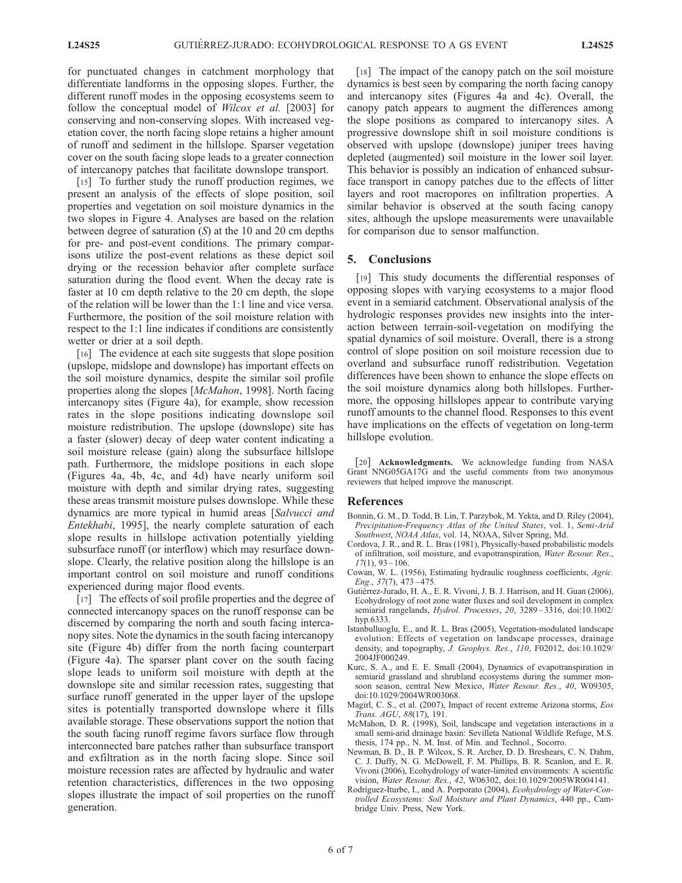for punctuated changes in catchment morphology that differentiate landforms in the opposing slopes. Further, the different runoff modes in the opposing ecosystems seem to follow the conceptual model of *Wilcox et al.* [2003] for conserving and non-conserving slopes. With increased vegetation cover, the north facing slope retains a higher amount of runoff and sediment in the hillslope. Sparser vegetation cover on the south facing slope leads to a greater connection of intercanopy patches that facilitate downslope transport.

[15] To further study the runoff production regimes, we present an analysis of the effects of slope position, soil properties and vegetation on soil moisture dynamics in the two slopes in Figure 4. Analyses are based on the relation between degree of saturation ($S$) at the 10 and 20 cm depths for pre- and post-event conditions. The primary comparisons utilize the post-event relations as these depict soil drying or the recession behavior after complete surface saturation during the flood event. When the decay rate is faster at 10 cm depth relative to the 20 cm depth, the slope of the relation will be lower than the 1:1 line and vice versa. Furthermore, the position of the soil moisture relation with respect to the 1:1 line indicates if conditions are consistently wetter or drier at a soil depth.

[16] The evidence at each site suggests that slope position (upslope, midslope and downslope) has important effects on the soil moisture dynamics, despite the similar soil profile properties along the slopes [*McMahon*, 1998]. North facing intercanopy sites (Figure 4a), for example, show recession rates in the slope positions indicating downslope soil moisture redistribution. The upslope (downslope) site has a faster (slower) decay of deep water content indicating a soil moisture release (gain) along the subsurface hillslope path. Furthermore, the midslope positions in each slope (Figures 4a, 4b, 4c, and 4d) have nearly uniform soil moisture with depth and similar drying rates, suggesting these areas transmit moisture pulses downslope. While these dynamics are more typical in humid areas [*Salvucci and Entekhabi*, 1995], the nearly complete saturation of each slope results in hillslope activation potentially yielding subsurface runoff (or interflow) which may resurface downslope. Clearly, the relative position along the hillslope is an important control on soil moisture and runoff conditions experienced during major flood events.

[17] The effects of soil profile properties and the degree of connected intercanopy spaces on the runoff response can be discerned by comparing the north and south facing intercanopy sites. Note the dynamics in the south facing intercanopy site (Figure 4b) differ from the north facing counterpart (Figure 4a). The sparser plant cover on the south facing slope leads to uniform soil moisture with depth at the downslope site and similar recession rates, suggesting that surface runoff generated in the upper layer of the upslope sites is potentially transported downslope where it fills available storage. These observations support the notion that the south facing runoff regime favors surface flow through interconnected bare patches rather than subsurface transport and exfiltration as in the north facing slope. Since soil moisture recession rates are affected by hydraulic and water retention characteristics, differences in the two opposing slopes illustrate the impact of soil properties on the runoff generation.

[18] The impact of the canopy patch on the soil moisture dynamics is best seen by comparing the north facing canopy and intercanopy sites (Figures 4a and 4c). Overall, the canopy patch appears to augment the differences among the slope positions as compared to intercanopy sites. A progressive downslope shift in soil moisture conditions is observed with upslope (downslope) juniper trees having depleted (augmented) soil moisture in the lower soil layer. This behavior is possibly an indication of enhanced subsurface transport in canopy patches due to the effects of litter layers and root macropores on infiltration properties. A similar behavior is observed at the south facing canopy sites, although the upslope measurements were unavailable for comparison due to sensor malfunction.

## 5. Conclusions

[19] This study documents the differential responses of opposing slopes with varying ecosystems to a major flood event in a semiarid catchment. Observational analysis of the hydrologic responses provides new insights into the interaction between terrain-soil-vegetation on modifying the spatial dynamics of soil moisture. Overall, there is a strong control of slope position on soil moisture recession due to overland and subsurface runoff redistribution. Vegetation differences have been shown to enhance the slope effects on the soil moisture dynamics along both hillslopes. Furthermore, the opposing hillslopes appear to contribute varying runoff amounts to the channel flood. Responses to this event have implications on the effects of vegetation on long-term hillslope evolution.

[20] **Acknowledgments.** We acknowledge funding from NASA Grant NNG05GA17G and the useful comments from two anonymous reviewers that helped improve the manuscript.

## References

Bonnin, G. M., D. Todd, B. Lin, T. Parzybok, M. Yekta, and D. Riley (2004), *Precipitation-Frequency Atlas of the United States*, vol. 1, *Semi-Arid Southwest*, *NOAA Atlas*, vol. 14, NOAA, Silver Spring, Md.

Cordova, J. R., and R. L. Bras (1981), Physically-based probabilistic models of infiltration, soil moisture, and evapotranspiration, *Water Resour. Res.*, *17*(1), 93–106.

Cowan, W. L. (1956), Estimating hydraulic roughness coefficients, *Agric. Eng.*, *37*(7), 473–475.

Gutiérrez-Jurado, H. A., E. R. Vivoni, J. B. J. Harrison, and H. Guan (2006), Ecohydrology of root zone water fluxes and soil development in complex semiarid rangelands, *Hydrol. Processes*, *20*, 3289–3316, doi:10.1002/hyp.6333.

Istanbulluoglu, E., and R. L. Bras (2005), Vegetation-modulated landscape evolution: Effects of vegetation on landscape processes, drainage density, and topography, *J. Geophys. Res.*, *110*, F02012, doi:10.1029/2004JF000249.

Kurc, S. A., and E. E. Small (2004), Dynamics of evapotranspiration in semiarid grassland and shrubland ecosystems during the summer monsoon season, central New Mexico, *Water Resour. Res.*, *40*, W09305, doi:10.1029/2004WR003068.

Magirl, C. S., et al. (2007), Impact of recent extreme Arizona storms, *Eos Trans. AGU*, *88*(17), 191.

McMahon, D. R. (1998), Soil, landscape and vegetation interactions in a small semi-arid drainage basin: Sevilleta National Wildlife Refuge, M.S. thesis, 174 pp., N. M. Inst. of Min. and Technol., Socorro.

Newman, B. D., B. P. Wilcox, S. R. Archer, D. D. Breshears, C. N. Dahm, C. J. Duffy, N. G. McDowell, F. M. Phillips, B. R. Scanlon, and E. R. Vivoni (2006), Ecohydrology of water-limited environments: A scientific vision, *Water Resour. Res.*, *42*, W06302, doi:10.1029/2005WR004141.

Rodríguez-Iturbe, I., and A. Porporato (2004), *Ecohydrology of Water-Controlled Ecosystems: Soil Moisture and Plant Dynamics*, 440 pp., Cambridge Univ. Press, New York.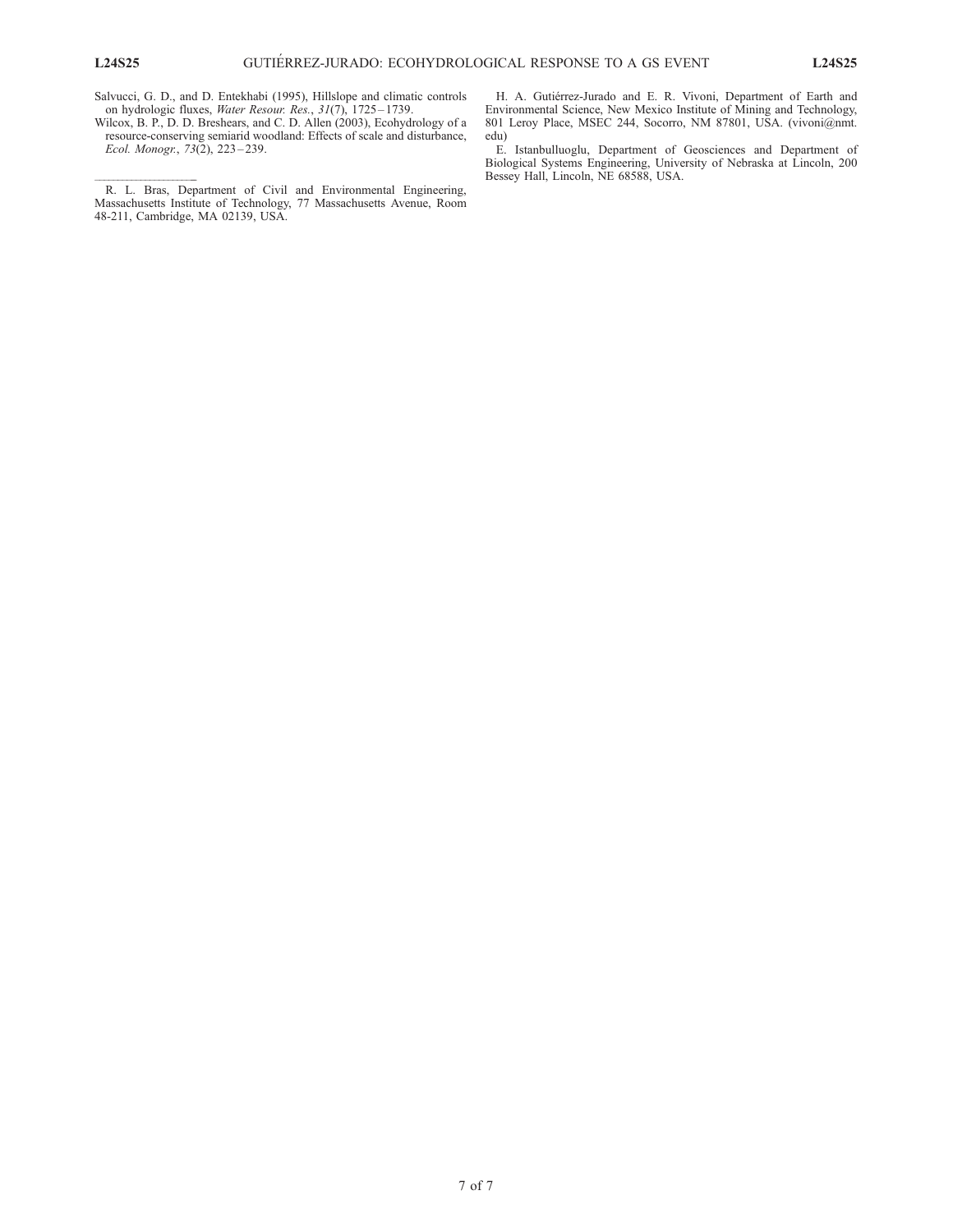Salvucci, G. D., and D. Entekhabi (1995), Hillslope and climatic controls on hydrologic fluxes, *Water Resour. Res.*, *31*(7), 1725–1739.

Wilcox, B. P., D. D. Breshears, and C. D. Allen (2003), Ecohydrology of a resource-conserving semiarid woodland: Effects of scale and disturbance, *Ecol. Monogr.*, *73*(2), 223–239.

---

R. L. Bras, Department of Civil and Environmental Engineering, Massachusetts Institute of Technology, 77 Massachusetts Avenue, Room 48-211, Cambridge, MA 02139, USA.

H. A. Gutiérrez-Jurado and E. R. Vivoni, Department of Earth and Environmental Science, New Mexico Institute of Mining and Technology, 801 Leroy Place, MSEC 244, Socorro, NM 87801, USA. (vivoni@nmt.edu)

E. Istanbulluoglu, Department of Geosciences and Department of Biological Systems Engineering, University of Nebraska at Lincoln, 200 Bessey Hall, Lincoln, NE 68588, USA.